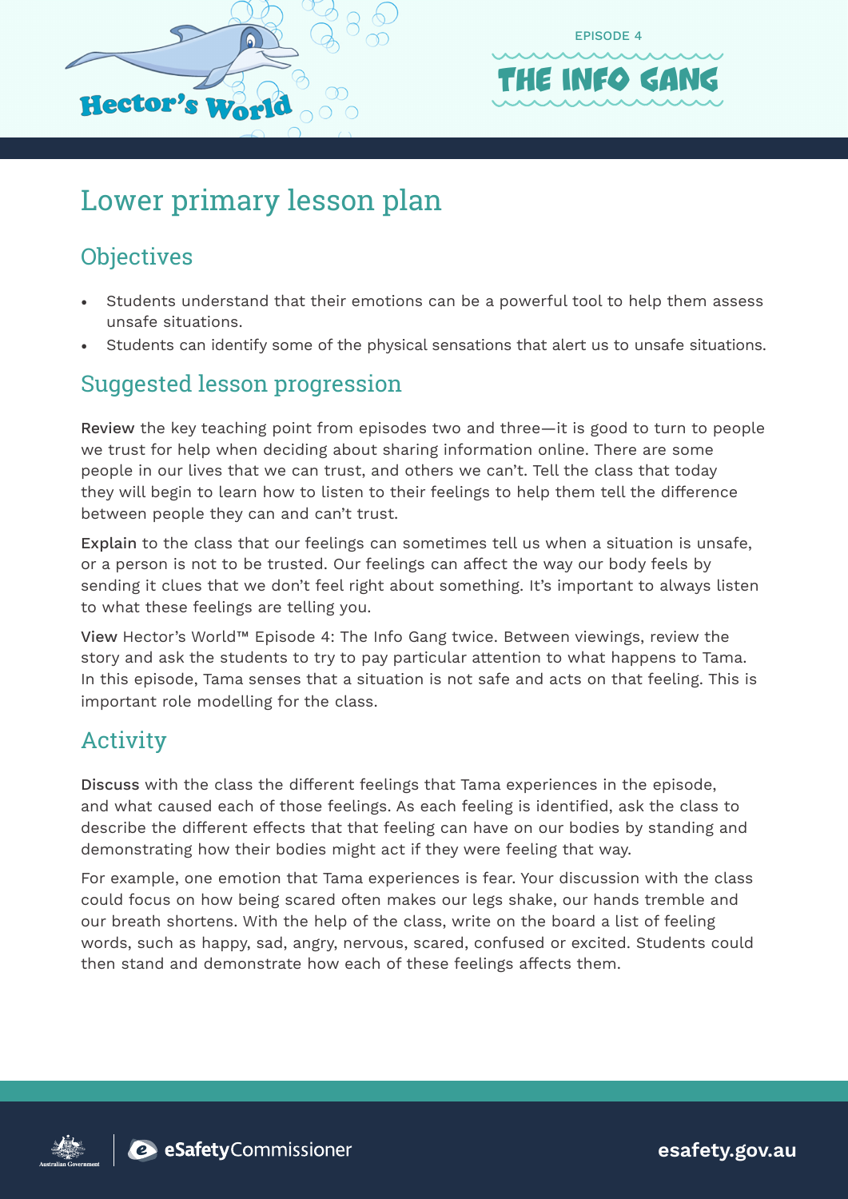Hector's World

EPISODE 4

THE INFO GANG

# Lower primary lesson plan

## Objectives

- Students understand that their emotions can be a powerful tool to help them assess unsafe situations.
- Students can identify some of the physical sensations that alert us to unsafe situations.

## Suggested lesson progression

**Review** the key teaching point from episodes two and three—it is good to turn to people we trust for help when deciding about sharing information online. There are some people in our lives that we can trust, and others we can't. Tell the class that today they will begin to learn how to listen to their feelings to help them tell the difference between people they can and can't trust.

**Explain** to the class that our feelings can sometimes tell us when a situation is unsafe, or a person is not to be trusted. Our feelings can affect the way our body feels by sending it clues that we don't feel right about something. It's important to always listen to what these feelings are telling you.

**View** Hector's World™ Episode 4: The Info Gang twice. Between viewings, review the story and ask the students to try to pay particular attention to what happens to Tama. In this episode, Tama senses that a situation is not safe and acts on that feeling. This is important role modelling for the class.

## Activity

**Discuss** with the class the different feelings that Tama experiences in the episode, and what caused each of those feelings. As each feeling is identified, ask the class to describe the different effects that that feeling can have on our bodies by standing and demonstrating how their bodies might act if they were feeling that way.

For example, one emotion that Tama experiences is fear. Your discussion with the class could focus on how being scared often makes our legs shake, our hands tremble and our breath shortens. With the help of the class, write on the board a list of feeling words, such as happy, sad, angry, nervous, scared, confused or excited. Students could then stand and demonstrate how each of these feelings affects them.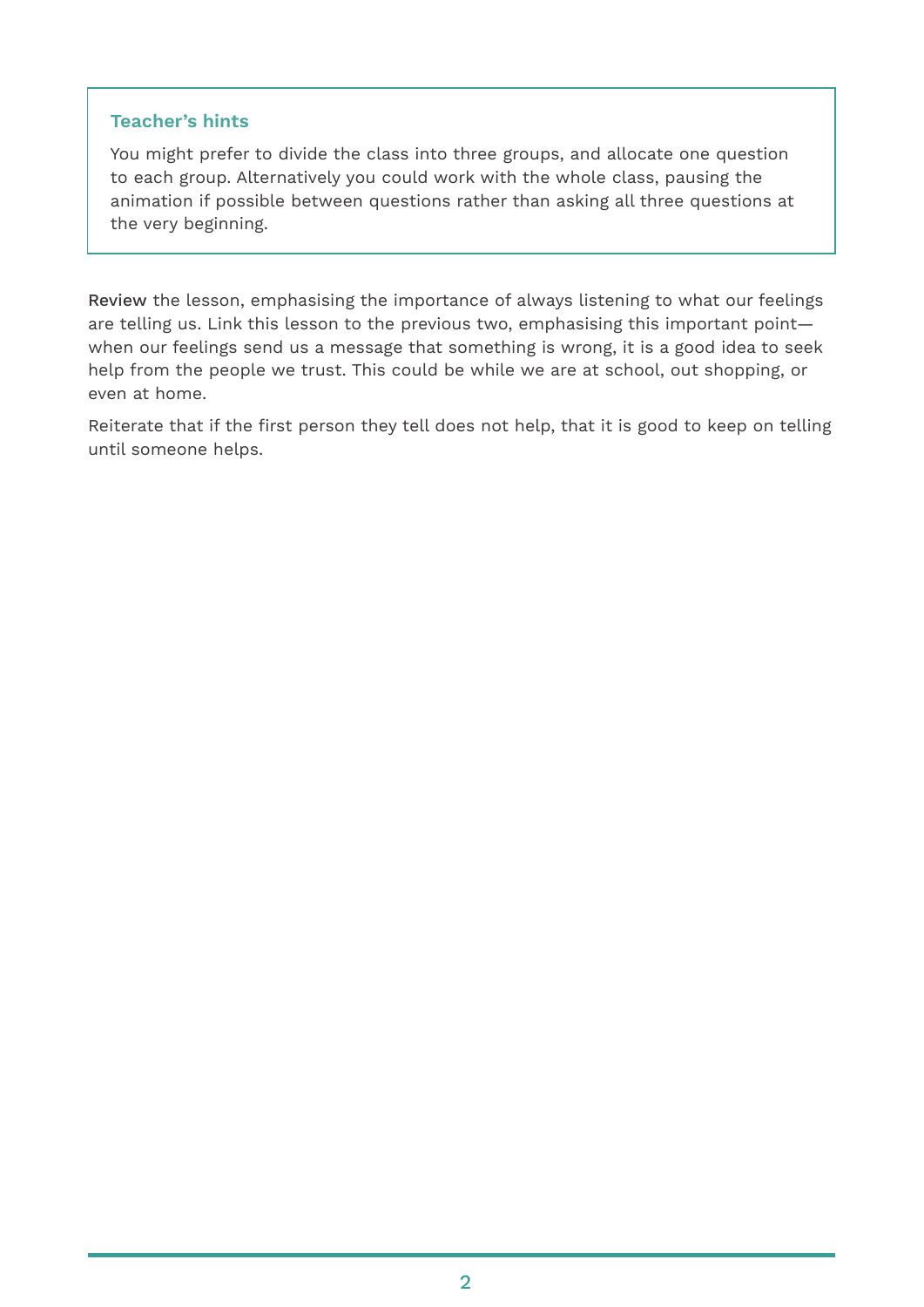### Teacher's hints

You might prefer to divide the class into three groups, and allocate one question to each group. Alternatively you could work with the whole class, pausing the animation if possible between questions rather than asking all three questions at the very beginning.

Review the lesson, emphasising the importance of always listening to what our feelings are telling us. Link this lesson to the previous two, emphasising this important point—when our feelings send us a message that something is wrong, it is a good idea to seek help from the people we trust. This could be while we are at school, out shopping, or even at home.

Reiterate that if the first person they tell does not help, that it is good to keep on telling until someone helps.